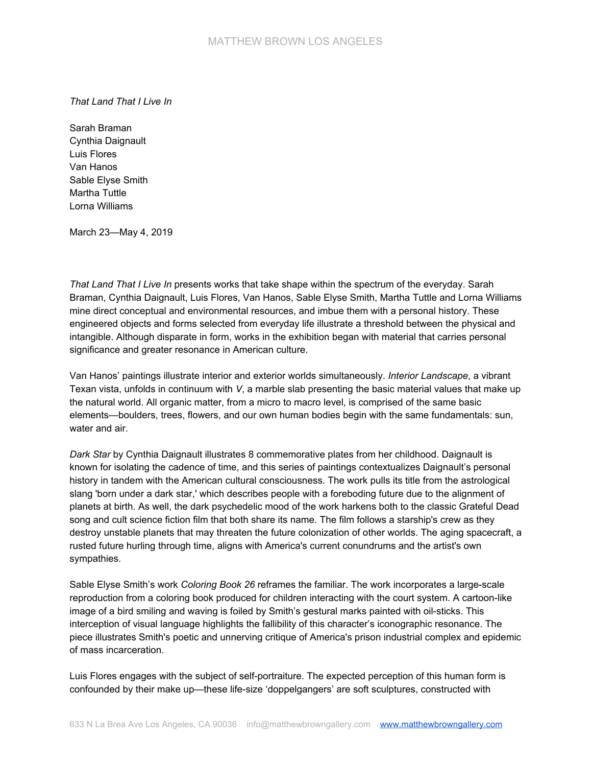*That Land That I Live In*

Sarah Braman
Cynthia Daignault
Luis Flores
Van Hanos
Sable Elyse Smith
Martha Tuttle
Lorna Williams

March 23—May 4, 2019

*That Land That I Live In* presents works that take shape within the spectrum of the everyday. Sarah Braman, Cynthia Daignault, Luis Flores, Van Hanos, Sable Elyse Smith, Martha Tuttle and Lorna Williams mine direct conceptual and environmental resources, and imbue them with a personal history. These engineered objects and forms selected from everyday life illustrate a threshold between the physical and intangible. Although disparate in form, works in the exhibition began with material that carries personal significance and greater resonance in American culture.

Van Hanos' paintings illustrate interior and exterior worlds simultaneously. *Interior Landscape*, a vibrant Texan vista, unfolds in continuum with *V*, a marble slab presenting the basic material values that make up the natural world. All organic matter, from a micro to macro level, is comprised of the same basic elements—boulders, trees, flowers, and our own human bodies begin with the same fundamentals: sun, water and air.

*Dark Star* by Cynthia Daignault illustrates 8 commemorative plates from her childhood. Daignault is known for isolating the cadence of time, and this series of paintings contextualizes Daignault's personal history in tandem with the American cultural consciousness. The work pulls its title from the astrological slang 'born under a dark star,' which describes people with a foreboding future due to the alignment of planets at birth. As well, the dark psychedelic mood of the work harkens both to the classic Grateful Dead song and cult science fiction film that both share its name. The film follows a starship's crew as they destroy unstable planets that may threaten the future colonization of other worlds. The aging spacecraft, a rusted future hurling through time, aligns with America's current conundrums and the artist's own sympathies.

Sable Elyse Smith's work *Coloring Book 26* reframes the familiar. The work incorporates a large-scale reproduction from a coloring book produced for children interacting with the court system. A cartoon-like image of a bird smiling and waving is foiled by Smith's gestural marks painted with oil-sticks. This interception of visual language highlights the fallibility of this character's iconographic resonance. The piece illustrates Smith's poetic and unnerving critique of America's prison industrial complex and epidemic of mass incarceration.

Luis Flores engages with the subject of self-portraiture. The expected perception of this human form is confounded by their make up—these life-size 'doppelgangers' are soft sculptures, constructed with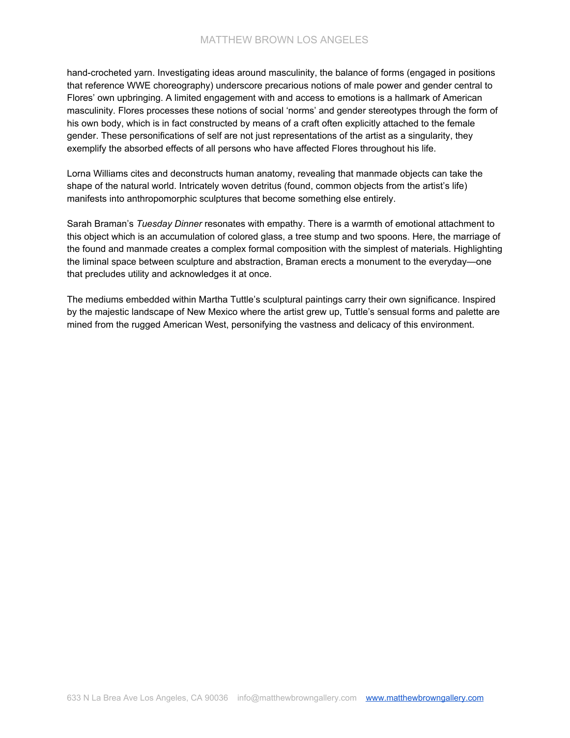hand-crocheted yarn. Investigating ideas around masculinity, the balance of forms (engaged in positions that reference WWE choreography) underscore precarious notions of male power and gender central to Flores' own upbringing. A limited engagement with and access to emotions is a hallmark of American masculinity. Flores processes these notions of social 'norms' and gender stereotypes through the form of his own body, which is in fact constructed by means of a craft often explicitly attached to the female gender. These personifications of self are not just representations of the artist as a singularity, they exemplify the absorbed effects of all persons who have affected Flores throughout his life.

Lorna Williams cites and deconstructs human anatomy, revealing that manmade objects can take the shape of the natural world. Intricately woven detritus (found, common objects from the artist's life) manifests into anthropomorphic sculptures that become something else entirely.

Sarah Braman's *Tuesday Dinner* resonates with empathy. There is a warmth of emotional attachment to this object which is an accumulation of colored glass, a tree stump and two spoons. Here, the marriage of the found and manmade creates a complex formal composition with the simplest of materials. Highlighting the liminal space between sculpture and abstraction, Braman erects a monument to the everyday—one that precludes utility and acknowledges it at once.

The mediums embedded within Martha Tuttle's sculptural paintings carry their own significance. Inspired by the majestic landscape of New Mexico where the artist grew up, Tuttle's sensual forms and palette are mined from the rugged American West, personifying the vastness and delicacy of this environment.